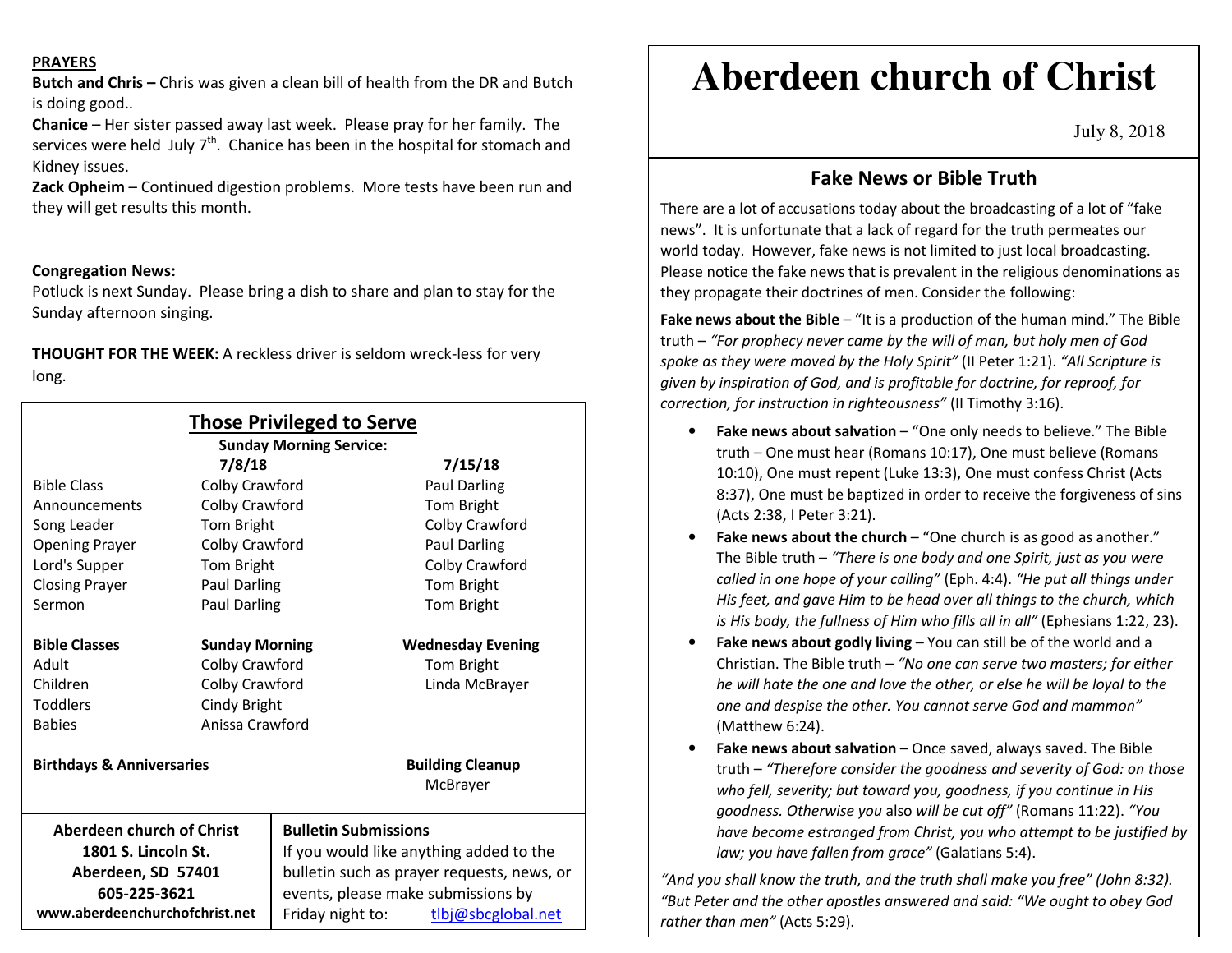**PRAYERS**

**Butch and Chris –** Chris was given a clean bill of health from the DR and Butch is doing good..

**Chanice** – Her sister passed away last week. Please pray for her family. The services were held July 7th. Chanice has been in the hospital for stomach and Kidney issues.

**Zack Opheim** – Continued digestion problems. More tests have been run and they will get results this month.

**Congregation News:**

Potluck is next Sunday. Please bring a dish to share and plan to stay for the Sunday afternoon singing.

**THOUGHT FOR THE WEEK:** A reckless driver is seldom wreck-less for very long.

## Those Privileged to Serve

**Sunday Morning Service:**

| | 7/8/18 | 7/15/18 |
|---|---|---|
| Bible Class | Colby Crawford | Paul Darling |
| Announcements | Colby Crawford | Tom Bright |
| Song Leader | Tom Bright | Colby Crawford |
| Opening Prayer | Colby Crawford | Paul Darling |
| Lord's Supper | Tom Bright | Colby Crawford |
| Closing Prayer | Paul Darling | Tom Bright |
| Sermon | Paul Darling | Tom Bright |

| **Bible Classes** | **Sunday Morning** | **Wednesday Evening** |
|---|---|---|
| Adult | Colby Crawford | Tom Bright |
| Children | Colby Crawford | Linda McBrayer |
| Toddlers | Cindy Bright | |
| Babies | Anissa Crawford | |

**Birthdays & Anniversaries**

**Building Cleanup**
McBrayer

**Aberdeen church of Christ**
**1801 S. Lincoln St.**
**Aberdeen, SD 57401**
**605-225-3621**
**www.aberdeenchurchofchrist.net**

**Bulletin Submissions**
If you would like anything added to the bulletin such as prayer requests, news, or events, please make submissions by Friday night to: tlbj@sbcglobal.net

# Aberdeen church of Christ

July 8, 2018

## Fake News or Bible Truth

There are a lot of accusations today about the broadcasting of a lot of "fake news". It is unfortunate that a lack of regard for the truth permeates our world today. However, fake news is not limited to just local broadcasting. Please notice the fake news that is prevalent in the religious denominations as they propagate their doctrines of men. Consider the following:

**Fake news about the Bible** – "It is a production of the human mind." The Bible truth – *"For prophecy never came by the will of man, but holy men of God spoke as they were moved by the Holy Spirit"* (II Peter 1:21). *"All Scripture is given by inspiration of God, and is profitable for doctrine, for reproof, for correction, for instruction in righteousness"* (II Timothy 3:16).

- **Fake news about salvation** – "One only needs to believe." The Bible truth – One must hear (Romans 10:17), One must believe (Romans 10:10), One must repent (Luke 13:3), One must confess Christ (Acts 8:37), One must be baptized in order to receive the forgiveness of sins (Acts 2:38, I Peter 3:21).
- **Fake news about the church** – "One church is as good as another." The Bible truth – *"There is one body and one Spirit, just as you were called in one hope of your calling"* (Eph. 4:4). *"He put all things under His feet, and gave Him to be head over all things to the church, which is His body, the fullness of Him who fills all in all"* (Ephesians 1:22, 23).
- **Fake news about godly living** – You can still be of the world and a Christian. The Bible truth – *"No one can serve two masters; for either he will hate the one and love the other, or else he will be loyal to the one and despise the other. You cannot serve God and mammon"* (Matthew 6:24).
- **Fake news about salvation** – Once saved, always saved. The Bible truth – *"Therefore consider the goodness and severity of God: on those who fell, severity; but toward you, goodness, if you continue in His goodness. Otherwise you* also *will be cut off"* (Romans 11:22). *"You have become estranged from Christ, you who attempt to be justified by law; you have fallen from grace"* (Galatians 5:4).

*"And you shall know the truth, and the truth shall make you free" (John 8:32). "But Peter and the other apostles answered and said: "We ought to obey God rather than men"* (Acts 5:29).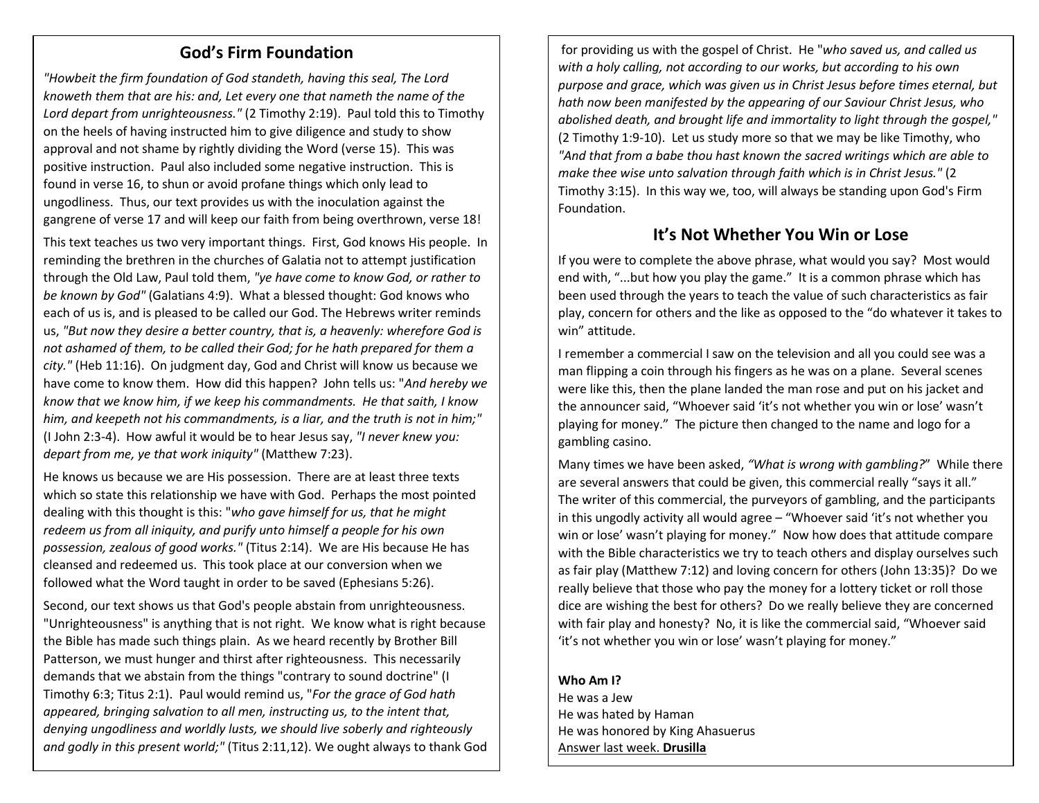## God's Firm Foundation

*"Howbeit the firm foundation of God standeth, having this seal, The Lord knoweth them that are his: and, Let every one that nameth the name of the Lord depart from unrighteousness."* (2 Timothy 2:19). Paul told this to Timothy on the heels of having instructed him to give diligence and study to show approval and not shame by rightly dividing the Word (verse 15). This was positive instruction. Paul also included some negative instruction. This is found in verse 16, to shun or avoid profane things which only lead to ungodliness. Thus, our text provides us with the inoculation against the gangrene of verse 17 and will keep our faith from being overthrown, verse 18!

This text teaches us two very important things. First, God knows His people. In reminding the brethren in the churches of Galatia not to attempt justification through the Old Law, Paul told them, *"ye have come to know God, or rather to be known by God"* (Galatians 4:9). What a blessed thought: God knows who each of us is, and is pleased to be called our God. The Hebrews writer reminds us, *"But now they desire a better country, that is, a heavenly: wherefore God is not ashamed of them, to be called their God; for he hath prepared for them a city."* (Heb 11:16). On judgment day, God and Christ will know us because we have come to know them. How did this happen? John tells us: "*And hereby we know that we know him, if we keep his commandments. He that saith, I know him, and keepeth not his commandments, is a liar, and the truth is not in him;"* (I John 2:3-4). How awful it would be to hear Jesus say, *"I never knew you: depart from me, ye that work iniquity"* (Matthew 7:23).

He knows us because we are His possession. There are at least three texts which so state this relationship we have with God. Perhaps the most pointed dealing with this thought is this: "*who gave himself for us, that he might redeem us from all iniquity, and purify unto himself a people for his own possession, zealous of good works."* (Titus 2:14). We are His because He has cleansed and redeemed us. This took place at our conversion when we followed what the Word taught in order to be saved (Ephesians 5:26).

Second, our text shows us that God's people abstain from unrighteousness. "Unrighteousness" is anything that is not right. We know what is right because the Bible has made such things plain. As we heard recently by Brother Bill Patterson, we must hunger and thirst after righteousness. This necessarily demands that we abstain from the things "contrary to sound doctrine" (I Timothy 6:3; Titus 2:1). Paul would remind us, "*For the grace of God hath appeared, bringing salvation to all men, instructing us, to the intent that, denying ungodliness and worldly lusts, we should live soberly and righteously and godly in this present world;"* (Titus 2:11,12). We ought always to thank God for providing us with the gospel of Christ. He "*who saved us, and called us with a holy calling, not according to our works, but according to his own purpose and grace, which was given us in Christ Jesus before times eternal, but hath now been manifested by the appearing of our Saviour Christ Jesus, who abolished death, and brought life and immortality to light through the gospel,"* (2 Timothy 1:9-10). Let us study more so that we may be like Timothy, who *"And that from a babe thou hast known the sacred writings which are able to make thee wise unto salvation through faith which is in Christ Jesus."* (2 Timothy 3:15). In this way we, too, will always be standing upon God's Firm Foundation.

## It's Not Whether You Win or Lose

If you were to complete the above phrase, what would you say? Most would end with, "...but how you play the game." It is a common phrase which has been used through the years to teach the value of such characteristics as fair play, concern for others and the like as opposed to the "do whatever it takes to win" attitude.

I remember a commercial I saw on the television and all you could see was a man flipping a coin through his fingers as he was on a plane. Several scenes were like this, then the plane landed the man rose and put on his jacket and the announcer said, "Whoever said 'it's not whether you win or lose' wasn't playing for money." The picture then changed to the name and logo for a gambling casino.

Many times we have been asked, *"What is wrong with gambling?*" While there are several answers that could be given, this commercial really "says it all." The writer of this commercial, the purveyors of gambling, and the participants in this ungodly activity all would agree – "Whoever said 'it's not whether you win or lose' wasn't playing for money." Now how does that attitude compare with the Bible characteristics we try to teach others and display ourselves such as fair play (Matthew 7:12) and loving concern for others (John 13:35)? Do we really believe that those who pay the money for a lottery ticket or roll those dice are wishing the best for others? Do we really believe they are concerned with fair play and honesty? No, it is like the commercial said, "Whoever said 'it's not whether you win or lose' wasn't playing for money."

**Who Am I?**
He was a Jew
He was hated by Haman
He was honored by King Ahasuerus
Answer last week. **Drusilla**